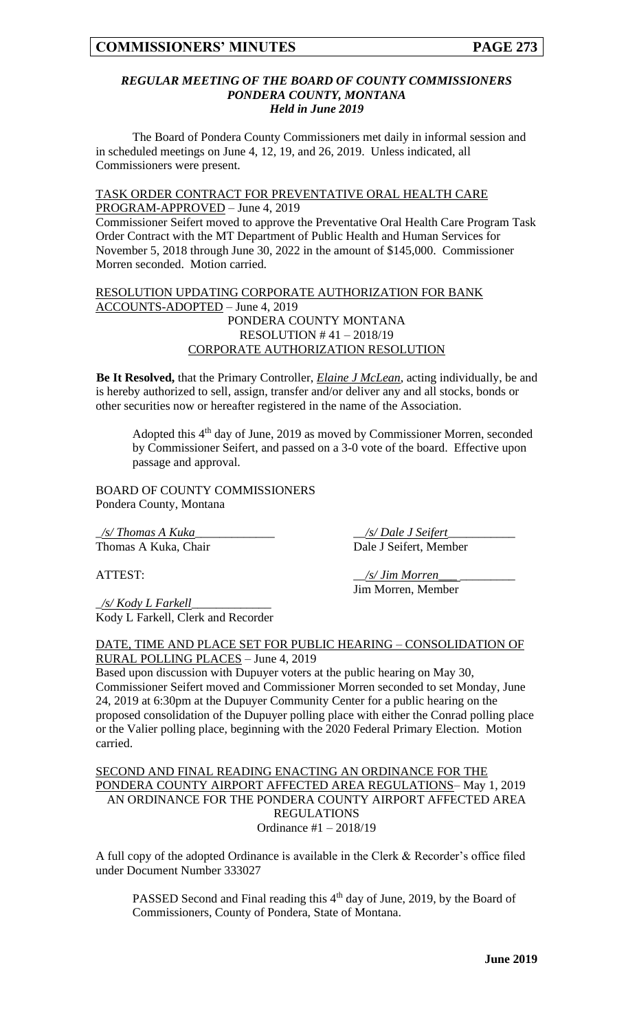### *REGULAR MEETING OF THE BOARD OF COUNTY COMMISSIONERS*
### *PONDERA COUNTY, MONTANA*
### *Held in June 2019*

The Board of Pondera County Commissioners met daily in informal session and in scheduled meetings on June 4, 12, 19, and 26, 2019. Unless indicated, all Commissioners were present.

TASK ORDER CONTRACT FOR PREVENTATIVE ORAL HEALTH CARE PROGRAM-APPROVED – June 4, 2019

Commissioner Seifert moved to approve the Preventative Oral Health Care Program Task Order Contract with the MT Department of Public Health and Human Services for November 5, 2018 through June 30, 2022 in the amount of $145,000. Commissioner Morren seconded. Motion carried.

RESOLUTION UPDATING CORPORATE AUTHORIZATION FOR BANK ACCOUNTS-ADOPTED – June 4, 2019

PONDERA COUNTY MONTANA
RESOLUTION # 41 – 2018/19
CORPORATE AUTHORIZATION RESOLUTION

**Be It Resolved,** that the Primary Controller, ***Elaine J McLean***, acting individually, be and is hereby authorized to sell, assign, transfer and/or deliver any and all stocks, bonds or other securities now or hereafter registered in the name of the Association.

Adopted this 4th day of June, 2019 as moved by Commissioner Morren, seconded by Commissioner Seifert, and passed on a 3-0 vote of the board. Effective upon passage and approval.

BOARD OF COUNTY COMMISSIONERS
Pondera County, Montana

*/s/ Thomas A Kuka*
Thomas A Kuka, Chair

*/s/ Dale J Seifert*
Dale J Seifert, Member

ATTEST:

*/s/ Jim Morren*
Jim Morren, Member

*/s/ Kody L Farkell*
Kody L Farkell, Clerk and Recorder

DATE, TIME AND PLACE SET FOR PUBLIC HEARING – CONSOLIDATION OF RURAL POLLING PLACES – June 4, 2019

Based upon discussion with Dupuyer voters at the public hearing on May 30, Commissioner Seifert moved and Commissioner Morren seconded to set Monday, June 24, 2019 at 6:30pm at the Dupuyer Community Center for a public hearing on the proposed consolidation of the Dupuyer polling place with either the Conrad polling place or the Valier polling place, beginning with the 2020 Federal Primary Election. Motion carried.

SECOND AND FINAL READING ENACTING AN ORDINANCE FOR THE PONDERA COUNTY AIRPORT AFFECTED AREA REGULATIONS– May 1, 2019

AN ORDINANCE FOR THE PONDERA COUNTY AIRPORT AFFECTED AREA REGULATIONS
Ordinance #1 – 2018/19

A full copy of the adopted Ordinance is available in the Clerk & Recorder's office filed under Document Number 333027

PASSED Second and Final reading this 4th day of June, 2019, by the Board of Commissioners, County of Pondera, State of Montana.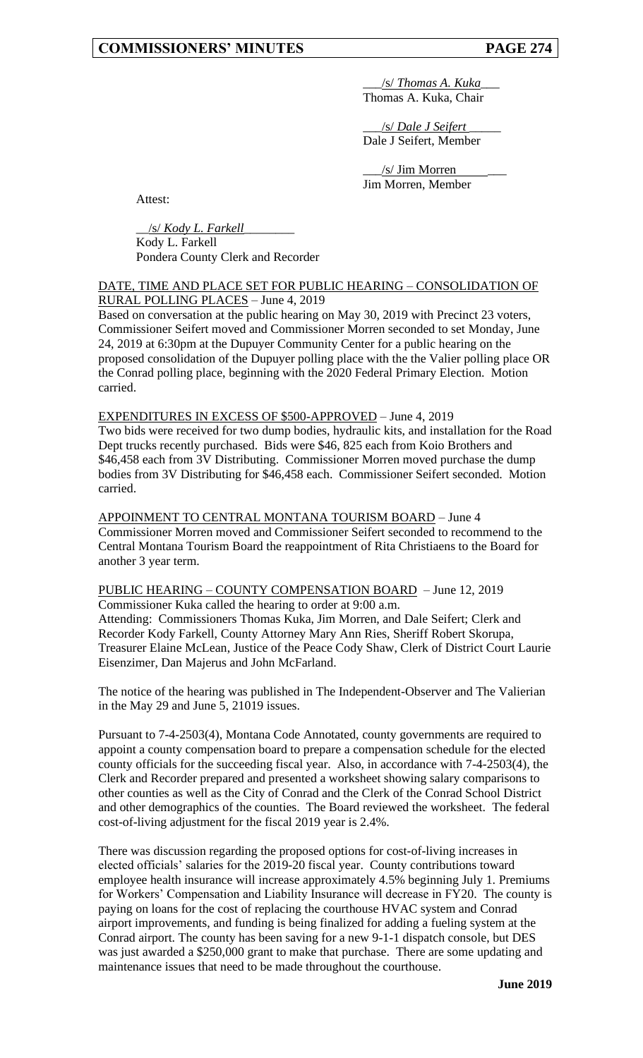/s/ *Thomas A. Kuka*
Thomas A. Kuka, Chair

/s/ *Dale J Seifert*
Dale J Seifert, Member

/s/ Jim Morren
Jim Morren, Member

Attest:

/s/ *Kody L. Farkell*
Kody L. Farkell
Pondera County Clerk and Recorder

DATE, TIME AND PLACE SET FOR PUBLIC HEARING – CONSOLIDATION OF RURAL POLLING PLACES – June 4, 2019

Based on conversation at the public hearing on May 30, 2019 with Precinct 23 voters, Commissioner Seifert moved and Commissioner Morren seconded to set Monday, June 24, 2019 at 6:30pm at the Dupuyer Community Center for a public hearing on the proposed consolidation of the Dupuyer polling place with the the Valier polling place OR the Conrad polling place, beginning with the 2020 Federal Primary Election. Motion carried.

EXPENDITURES IN EXCESS OF $500-APPROVED – June 4, 2019

Two bids were received for two dump bodies, hydraulic kits, and installation for the Road Dept trucks recently purchased. Bids were $46, 825 each from Koio Brothers and $46,458 each from 3V Distributing. Commissioner Morren moved purchase the dump bodies from 3V Distributing for $46,458 each. Commissioner Seifert seconded. Motion carried.

APPOINMENT TO CENTRAL MONTANA TOURISM BOARD – June 4

Commissioner Morren moved and Commissioner Seifert seconded to recommend to the Central Montana Tourism Board the reappointment of Rita Christiaens to the Board for another 3 year term.

PUBLIC HEARING – COUNTY COMPENSATION BOARD – June 12, 2019

Commissioner Kuka called the hearing to order at 9:00 a.m.

Attending: Commissioners Thomas Kuka, Jim Morren, and Dale Seifert; Clerk and Recorder Kody Farkell, County Attorney Mary Ann Ries, Sheriff Robert Skorupa, Treasurer Elaine McLean, Justice of the Peace Cody Shaw, Clerk of District Court Laurie Eisenzimer, Dan Majerus and John McFarland.

The notice of the hearing was published in The Independent-Observer and The Valierian in the May 29 and June 5, 21019 issues.

Pursuant to 7-4-2503(4), Montana Code Annotated, county governments are required to appoint a county compensation board to prepare a compensation schedule for the elected county officials for the succeeding fiscal year. Also, in accordance with 7-4-2503(4), the Clerk and Recorder prepared and presented a worksheet showing salary comparisons to other counties as well as the City of Conrad and the Clerk of the Conrad School District and other demographics of the counties. The Board reviewed the worksheet. The federal cost-of-living adjustment for the fiscal 2019 year is 2.4%.

There was discussion regarding the proposed options for cost-of-living increases in elected officials' salaries for the 2019-20 fiscal year. County contributions toward employee health insurance will increase approximately 4.5% beginning July 1. Premiums for Workers' Compensation and Liability Insurance will decrease in FY20. The county is paying on loans for the cost of replacing the courthouse HVAC system and Conrad airport improvements, and funding is being finalized for adding a fueling system at the Conrad airport. The county has been saving for a new 9-1-1 dispatch console, but DES was just awarded a $250,000 grant to make that purchase. There are some updating and maintenance issues that need to be made throughout the courthouse.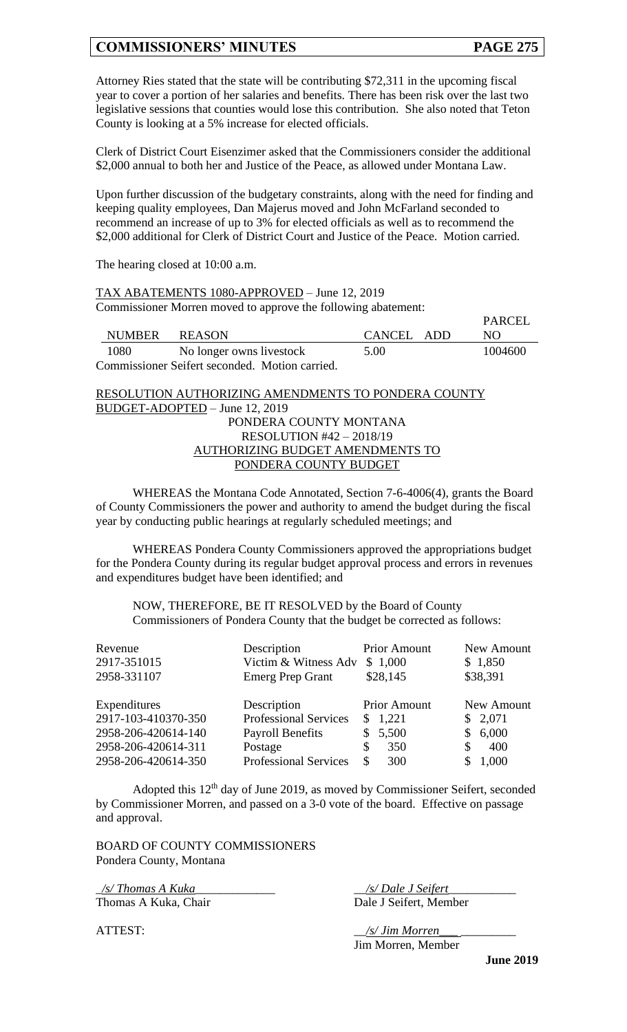Attorney Ries stated that the state will be contributing $72,311 in the upcoming fiscal year to cover a portion of her salaries and benefits. There has been risk over the last two legislative sessions that counties would lose this contribution. She also noted that Teton County is looking at a 5% increase for elected officials.

Clerk of District Court Eisenzimer asked that the Commissioners consider the additional $2,000 annual to both her and Justice of the Peace, as allowed under Montana Law.

Upon further discussion of the budgetary constraints, along with the need for finding and keeping quality employees, Dan Majerus moved and John McFarland seconded to recommend an increase of up to 3% for elected officials as well as to recommend the $2,000 additional for Clerk of District Court and Justice of the Peace. Motion carried.

The hearing closed at 10:00 a.m.

TAX ABATEMENTS 1080-APPROVED – June 12, 2019

Commissioner Morren moved to approve the following abatement:

| NUMBER | REASON | CANCEL | ADD | PARCEL NO |
|---|---|---|---|---|
| 1080 | No longer owns livestock | 5.00 | | 1004600 |

Commissioner Seifert seconded. Motion carried.

RESOLUTION AUTHORIZING AMENDMENTS TO PONDERA COUNTY BUDGET-ADOPTED – June 12, 2019

PONDERA COUNTY MONTANA
RESOLUTION #42 – 2018/19
AUTHORIZING BUDGET AMENDMENTS TO
PONDERA COUNTY BUDGET

WHEREAS the Montana Code Annotated, Section 7-6-4006(4), grants the Board of County Commissioners the power and authority to amend the budget during the fiscal year by conducting public hearings at regularly scheduled meetings; and

WHEREAS Pondera County Commissioners approved the appropriations budget for the Pondera County during its regular budget approval process and errors in revenues and expenditures budget have been identified; and

NOW, THEREFORE, BE IT RESOLVED by the Board of County Commissioners of Pondera County that the budget be corrected as follows:

| Revenue | Description | Prior Amount | New Amount |
|---|---|---|---|
| 2917-351015 | Victim & Witness Adv | $ 1,000 | $ 1,850 |
| 2958-331107 | Emerg Prep Grant | $28,145 | $38,391 |

| Expenditures | Description | Prior Amount | New Amount |
|---|---|---|---|
| 2917-103-410370-350 | Professional Services | $ 1,221 | $ 2,071 |
| 2958-206-420614-140 | Payroll Benefits | $ 5,500 | $ 6,000 |
| 2958-206-420614-311 | Postage | $ 350 | $ 400 |
| 2958-206-420614-350 | Professional Services | $ 300 | $ 1,000 |

Adopted this 12th day of June 2019, as moved by Commissioner Seifert, seconded by Commissioner Morren, and passed on a 3-0 vote of the board. Effective on passage and approval.

BOARD OF COUNTY COMMISSIONERS
Pondera County, Montana

*/s/ Thomas A Kuka*
Thomas A Kuka, Chair

*/s/ Dale J Seifert*
Dale J Seifert, Member

ATTEST:

*/s/ Jim Morren*
Jim Morren, Member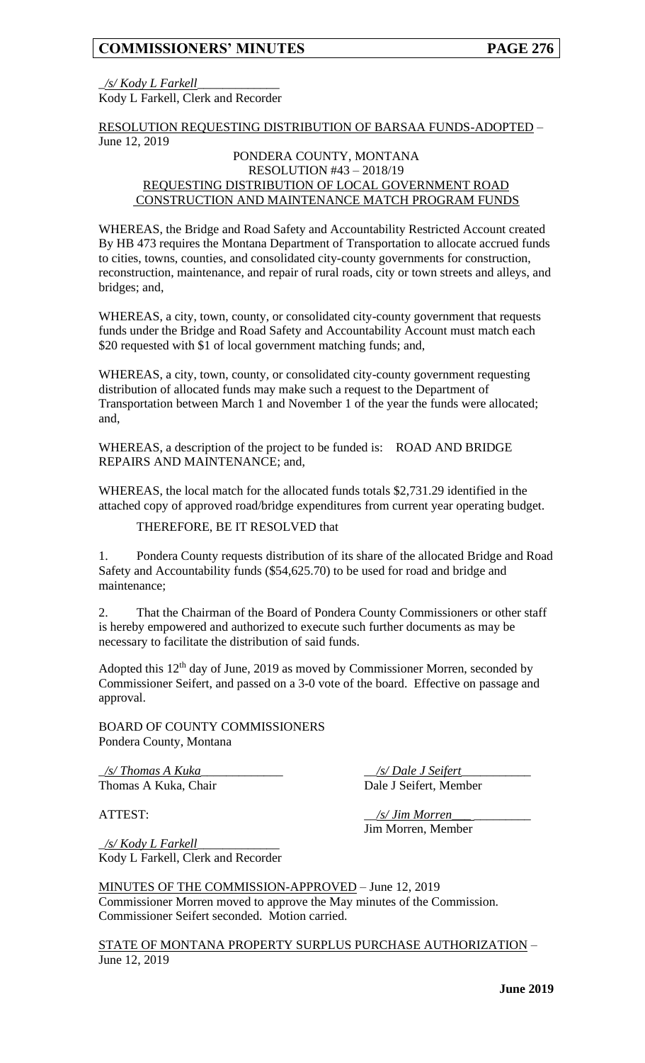_/s/ Kody L Farkell_____________
Kody L Farkell, Clerk and Recorder

RESOLUTION REQUESTING DISTRIBUTION OF BARSAA FUNDS-ADOPTED – June 12, 2019

PONDERA COUNTY, MONTANA
RESOLUTION #43 – 2018/19
REQUESTING DISTRIBUTION OF LOCAL GOVERNMENT ROAD CONSTRUCTION AND MAINTENANCE MATCH PROGRAM FUNDS

WHEREAS, the Bridge and Road Safety and Accountability Restricted Account created By HB 473 requires the Montana Department of Transportation to allocate accrued funds to cities, towns, counties, and consolidated city-county governments for construction, reconstruction, maintenance, and repair of rural roads, city or town streets and alleys, and bridges; and,

WHEREAS, a city, town, county, or consolidated city-county government that requests funds under the Bridge and Road Safety and Accountability Account must match each $20 requested with $1 of local government matching funds; and,

WHEREAS, a city, town, county, or consolidated city-county government requesting distribution of allocated funds may make such a request to the Department of Transportation between March 1 and November 1 of the year the funds were allocated; and,

WHEREAS, a description of the project to be funded is: ROAD AND BRIDGE REPAIRS AND MAINTENANCE; and,

WHEREAS, the local match for the allocated funds totals $2,731.29 identified in the attached copy of approved road/bridge expenditures from current year operating budget.

THEREFORE, BE IT RESOLVED that

1. Pondera County requests distribution of its share of the allocated Bridge and Road Safety and Accountability funds ($54,625.70) to be used for road and bridge and maintenance;

2. That the Chairman of the Board of Pondera County Commissioners or other staff is hereby empowered and authorized to execute such further documents as may be necessary to facilitate the distribution of said funds.

Adopted this 12th day of June, 2019 as moved by Commissioner Morren, seconded by Commissioner Seifert, and passed on a 3-0 vote of the board. Effective on passage and approval.

BOARD OF COUNTY COMMISSIONERS
Pondera County, Montana

_/s/ Thomas A Kuka_____________
Thomas A Kuka, Chair

__/s/ Dale J Seifert___________
Dale J Seifert, Member

ATTEST:

__/s/ Jim Morren____________
Jim Morren, Member

_/s/ Kody L Farkell_____________
Kody L Farkell, Clerk and Recorder

MINUTES OF THE COMMISSION-APPROVED – June 12, 2019
Commissioner Morren moved to approve the May minutes of the Commission. Commissioner Seifert seconded. Motion carried.

STATE OF MONTANA PROPERTY SURPLUS PURCHASE AUTHORIZATION – June 12, 2019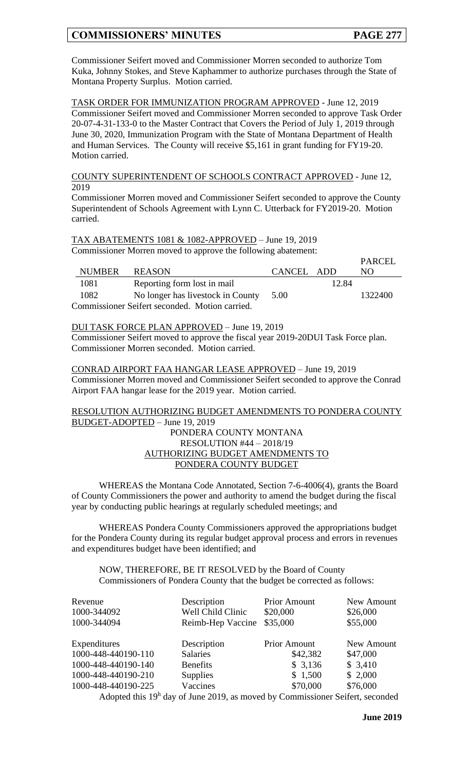Commissioner Seifert moved and Commissioner Morren seconded to authorize Tom Kuka, Johnny Stokes, and Steve Kaphammer to authorize purchases through the State of Montana Property Surplus. Motion carried.

TASK ORDER FOR IMMUNIZATION PROGRAM APPROVED - June 12, 2019
Commissioner Seifert moved and Commissioner Morren seconded to approve Task Order 20-07-4-31-133-0 to the Master Contract that Covers the Period of July 1, 2019 through June 30, 2020, Immunization Program with the State of Montana Department of Health and Human Services. The County will receive $5,161 in grant funding for FY19-20. Motion carried.

COUNTY SUPERINTENDENT OF SCHOOLS CONTRACT APPROVED - June 12, 2019
Commissioner Morren moved and Commissioner Seifert seconded to approve the County Superintendent of Schools Agreement with Lynn C. Utterback for FY2019-20. Motion carried.

TAX ABATEMENTS 1081 & 1082-APPROVED – June 19, 2019
Commissioner Morren moved to approve the following abatement:

| NUMBER | REASON | CANCEL | ADD | PARCEL NO |
|---|---|---|---|---|
| 1081 | Reporting form lost in mail | | 12.84 | |
| 1082 | No longer has livestock in County | 5.00 | | 1322400 |

Commissioner Seifert seconded. Motion carried.

DUI TASK FORCE PLAN APPROVED – June 19, 2019
Commissioner Seifert moved to approve the fiscal year 2019-20DUI Task Force plan. Commissioner Morren seconded. Motion carried.

CONRAD AIRPORT FAA HANGAR LEASE APPROVED – June 19, 2019
Commissioner Morren moved and Commissioner Seifert seconded to approve the Conrad Airport FAA hangar lease for the 2019 year. Motion carried.

RESOLUTION AUTHORIZING BUDGET AMENDMENTS TO PONDERA COUNTY BUDGET-ADOPTED – June 19, 2019

PONDERA COUNTY MONTANA
RESOLUTION #44 – 2018/19
AUTHORIZING BUDGET AMENDMENTS TO
PONDERA COUNTY BUDGET

WHEREAS the Montana Code Annotated, Section 7-6-4006(4), grants the Board of County Commissioners the power and authority to amend the budget during the fiscal year by conducting public hearings at regularly scheduled meetings; and

WHEREAS Pondera County Commissioners approved the appropriations budget for the Pondera County during its regular budget approval process and errors in revenues and expenditures budget have been identified; and

NOW, THEREFORE, BE IT RESOLVED by the Board of County Commissioners of Pondera County that the budget be corrected as follows:

| Revenue | Description | Prior Amount | New Amount |
|---|---|---|---|
| 1000-344092 | Well Child Clinic | $20,000 | $26,000 |
| 1000-344094 | Reimb-Hep Vaccine | $35,000 | $55,000 |

| Expenditures | Description | Prior Amount | New Amount |
|---|---|---|---|
| 1000-448-440190-110 | Salaries | $42,382 | $47,000 |
| 1000-448-440190-140 | Benefits | $ 3,136 | $ 3,410 |
| 1000-448-440190-210 | Supplies | $ 1,500 | $ 2,000 |
| 1000-448-440190-225 | Vaccines | $70,000 | $76,000 |

Adopted this 19h day of June 2019, as moved by Commissioner Seifert, seconded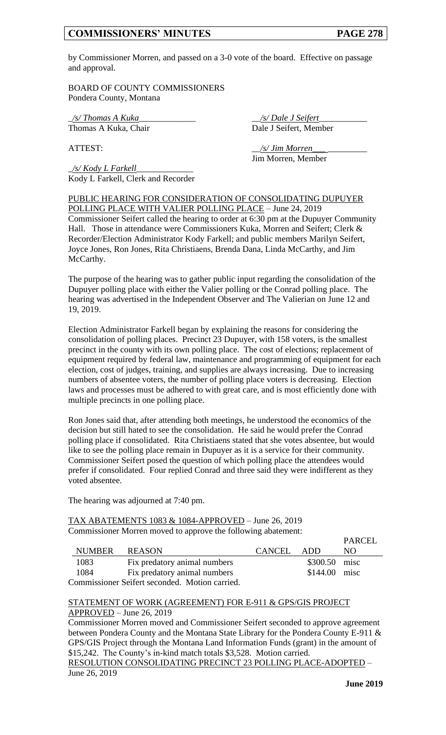by Commissioner Morren, and passed on a 3-0 vote of the board. Effective on passage and approval.

BOARD OF COUNTY COMMISSIONERS
Pondera County, Montana

_/s/ Thomas A Kuka_____________ __/s/ Dale J Seifert___________
Thomas A Kuka, Chair Dale J Seifert, Member

ATTEST: __/s/ Jim Morren___ _________
Jim Morren, Member

_/s/ Kody L Farkell_____________
Kody L Farkell, Clerk and Recorder

PUBLIC HEARING FOR CONSIDERATION OF CONSOLIDATING DUPUYER POLLING PLACE WITH VALIER POLLING PLACE – June 24, 2019

Commissioner Seifert called the hearing to order at 6:30 pm at the Dupuyer Community Hall. Those in attendance were Commissioners Kuka, Morren and Seifert; Clerk & Recorder/Election Administrator Kody Farkell; and public members Marilyn Seifert, Joyce Jones, Ron Jones, Rita Christiaens, Brenda Dana, Linda McCarthy, and Jim McCarthy.

The purpose of the hearing was to gather public input regarding the consolidation of the Dupuyer polling place with either the Valier polling or the Conrad polling place. The hearing was advertised in the Independent Observer and The Valierian on June 12 and 19, 2019.

Election Administrator Farkell began by explaining the reasons for considering the consolidation of polling places. Precinct 23 Dupuyer, with 158 voters, is the smallest precinct in the county with its own polling place. The cost of elections; replacement of equipment required by federal law, maintenance and programming of equipment for each election, cost of judges, training, and supplies are always increasing. Due to increasing numbers of absentee voters, the number of polling place voters is decreasing. Election laws and processes must be adhered to with great care, and is most efficiently done with multiple precincts in one polling place.

Ron Jones said that, after attending both meetings, he understood the economics of the decision but still hated to see the consolidation. He said he would prefer the Conrad polling place if consolidated. Rita Christiaens stated that she votes absentee, but would like to see the polling place remain in Dupuyer as it is a service for their community. Commissioner Seifert posed the question of which polling place the attendees would prefer if consolidated. Four replied Conrad and three said they were indifferent as they voted absentee.

The hearing was adjourned at 7:40 pm.

TAX ABATEMENTS 1083 & 1084-APPROVED – June 26, 2019
Commissioner Morren moved to approve the following abatement:

| NUMBER | REASON | CANCEL | ADD | PARCEL NO |
|---|---|---|---|---|
| 1083 | Fix predatory animal numbers | | \$300.50 | misc |
| 1084 | Fix predatory animal numbers | | \$144.00 | misc |

Commissioner Seifert seconded. Motion carried.

STATEMENT OF WORK (AGREEMENT) FOR E-911 & GPS/GIS PROJECT APPROVED – June 26, 2019

Commissioner Morren moved and Commissioner Seifert seconded to approve agreement between Pondera County and the Montana State Library for the Pondera County E-911 & GPS/GIS Project through the Montana Land Information Funds (grant) in the amount of \$15,242. The County's in-kind match totals \$3,528. Motion carried.

RESOLUTION CONSOLIDATING PRECINCT 23 POLLING PLACE-ADOPTED – June 26, 2019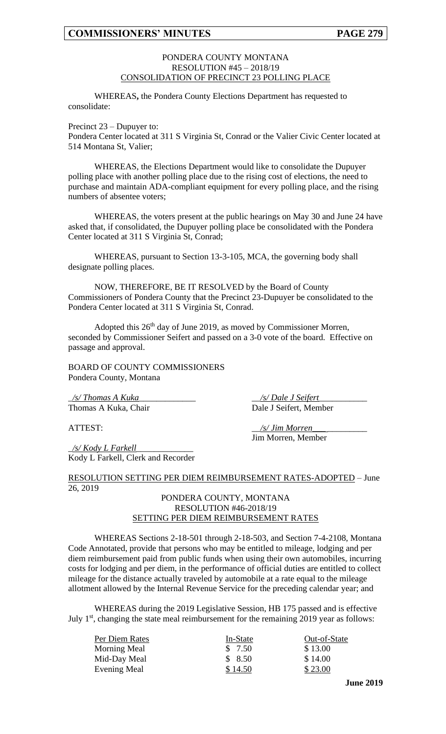PONDERA COUNTY MONTANA
RESOLUTION #45 – 2018/19
CONSOLIDATION OF PRECINCT 23 POLLING PLACE

WHEREAS**,** the Pondera County Elections Department has requested to consolidate:

Precinct 23 – Dupuyer to:
Pondera Center located at 311 S Virginia St, Conrad or the Valier Civic Center located at 514 Montana St, Valier;

WHEREAS, the Elections Department would like to consolidate the Dupuyer polling place with another polling place due to the rising cost of elections, the need to purchase and maintain ADA-compliant equipment for every polling place, and the rising numbers of absentee voters;

WHEREAS, the voters present at the public hearings on May 30 and June 24 have asked that, if consolidated, the Dupuyer polling place be consolidated with the Pondera Center located at 311 S Virginia St, Conrad;

WHEREAS, pursuant to Section 13-3-105, MCA, the governing body shall designate polling places.

NOW, THEREFORE, BE IT RESOLVED by the Board of County Commissioners of Pondera County that the Precinct 23-Dupuyer be consolidated to the Pondera Center located at 311 S Virginia St, Conrad.

Adopted this 26th day of June 2019, as moved by Commissioner Morren, seconded by Commissioner Seifert and passed on a 3-0 vote of the board. Effective on passage and approval.

BOARD OF COUNTY COMMISSIONERS
Pondera County, Montana

*/s/ Thomas A Kuka*
Thomas A Kuka, Chair

*/s/ Dale J Seifert*
Dale J Seifert, Member

ATTEST:

*/s/ Jim Morren*
Jim Morren, Member

*/s/ Kody L Farkell*
Kody L Farkell, Clerk and Recorder

RESOLUTION SETTING PER DIEM REIMBURSEMENT RATES-ADOPTED – June 26, 2019

PONDERA COUNTY, MONTANA
RESOLUTION #46-2018/19
SETTING PER DIEM REIMBURSEMENT RATES

WHEREAS Sections 2-18-501 through 2-18-503, and Section 7-4-2108, Montana Code Annotated, provide that persons who may be entitled to mileage, lodging and per diem reimbursement paid from public funds when using their own automobiles, incurring costs for lodging and per diem, in the performance of official duties are entitled to collect mileage for the distance actually traveled by automobile at a rate equal to the mileage allotment allowed by the Internal Revenue Service for the preceding calendar year; and

WHEREAS during the 2019 Legislative Session, HB 175 passed and is effective July 1st, changing the state meal reimbursement for the remaining 2019 year as follows:

| Per Diem Rates | In-State | Out-of-State |
|---|---|---|
| Morning Meal | $ 7.50 | $ 13.00 |
| Mid-Day Meal | $ 8.50 | $ 14.00 |
| Evening Meal | $ 14.50 | $ 23.00 |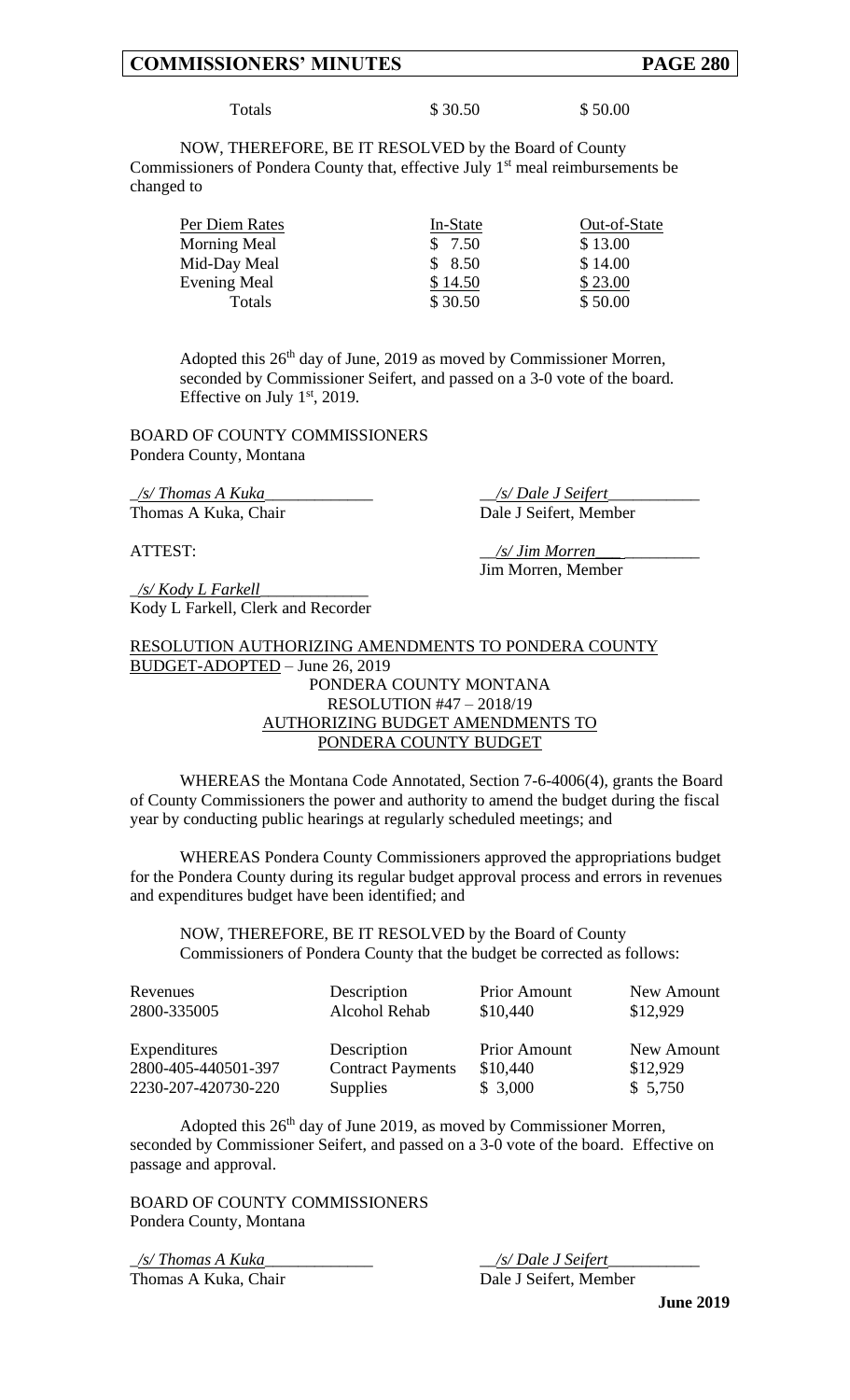| Totals | $ 30.50 | $ 50.00 |
|---|---|---|

NOW, THEREFORE, BE IT RESOLVED by the Board of County Commissioners of Pondera County that, effective July 1st meal reimbursements be changed to

| Per Diem Rates | In-State | Out-of-State |
|---|---|---|
| Morning Meal | $ 7.50 | $ 13.00 |
| Mid-Day Meal | $ 8.50 | $ 14.00 |
| Evening Meal | $ 14.50 | $ 23.00 |
| Totals | $ 30.50 | $ 50.00 |

Adopted this 26th day of June, 2019 as moved by Commissioner Morren, seconded by Commissioner Seifert, and passed on a 3-0 vote of the board. Effective on July 1st, 2019.

BOARD OF COUNTY COMMISSIONERS
Pondera County, Montana

*/s/ Thomas A Kuka*
Thomas A Kuka, Chair

*/s/ Dale J Seifert*
Dale J Seifert, Member

ATTEST:

*/s/ Jim Morren*
Jim Morren, Member

*/s/ Kody L Farkell*
Kody L Farkell, Clerk and Recorder

RESOLUTION AUTHORIZING AMENDMENTS TO PONDERA COUNTY BUDGET-ADOPTED – June 26, 2019

PONDERA COUNTY MONTANA
RESOLUTION #47 – 2018/19
AUTHORIZING BUDGET AMENDMENTS TO PONDERA COUNTY BUDGET

WHEREAS the Montana Code Annotated, Section 7-6-4006(4), grants the Board of County Commissioners the power and authority to amend the budget during the fiscal year by conducting public hearings at regularly scheduled meetings; and

WHEREAS Pondera County Commissioners approved the appropriations budget for the Pondera County during its regular budget approval process and errors in revenues and expenditures budget have been identified; and

NOW, THEREFORE, BE IT RESOLVED by the Board of County Commissioners of Pondera County that the budget be corrected as follows:

| Revenues | Description | Prior Amount | New Amount |
|---|---|---|---|
| 2800-335005 | Alcohol Rehab | $10,440 | $12,929 |

| Expenditures | Description | Prior Amount | New Amount |
|---|---|---|---|
| 2800-405-440501-397 | Contract Payments | $10,440 | $12,929 |
| 2230-207-420730-220 | Supplies | $ 3,000 | $ 5,750 |

Adopted this 26th day of June 2019, as moved by Commissioner Morren, seconded by Commissioner Seifert, and passed on a 3-0 vote of the board. Effective on passage and approval.

BOARD OF COUNTY COMMISSIONERS
Pondera County, Montana

*/s/ Thomas A Kuka*
Thomas A Kuka, Chair

*/s/ Dale J Seifert*
Dale J Seifert, Member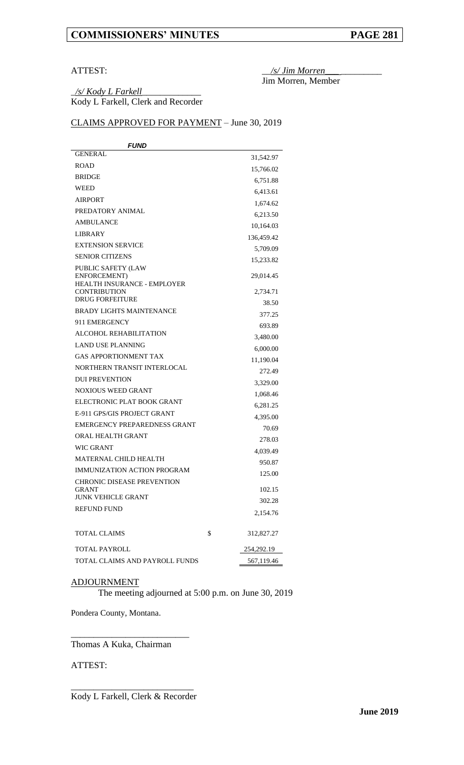ATTEST:

*/s/ Jim Morren*
Jim Morren, Member

*/s/ Kody L Farkell*
Kody L Farkell, Clerk and Recorder

CLAIMS APPROVED FOR PAYMENT – June 30, 2019

| ***FUND*** | | |
|---|---|---|
| GENERAL | | 31,542.97 |
| ROAD | | 15,766.02 |
| BRIDGE | | 6,751.88 |
| WEED | | 6,413.61 |
| AIRPORT | | 1,674.62 |
| PREDATORY ANIMAL | | 6,213.50 |
| AMBULANCE | | 10,164.03 |
| LIBRARY | | 136,459.42 |
| EXTENSION SERVICE | | 5,709.09 |
| SENIOR CITIZENS | | 15,233.82 |
| PUBLIC SAFETY (LAW ENFORCEMENT) | | 29,014.45 |
| HEALTH INSURANCE - EMPLOYER CONTRIBUTION | | 2,734.71 |
| DRUG FORFEITURE | | 38.50 |
| BRADY LIGHTS MAINTENANCE | | 377.25 |
| 911 EMERGENCY | | 693.89 |
| ALCOHOL REHABILITATION | | 3,480.00 |
| LAND USE PLANNING | | 6,000.00 |
| GAS APPORTIONMENT TAX | | 11,190.04 |
| NORTHERN TRANSIT INTERLOCAL | | 272.49 |
| DUI PREVENTION | | 3,329.00 |
| NOXIOUS WEED GRANT | | 1,068.46 |
| ELECTRONIC PLAT BOOK GRANT | | 6,281.25 |
| E-911 GPS/GIS PROJECT GRANT | | 4,395.00 |
| EMERGENCY PREPAREDNESS GRANT | | 70.69 |
| ORAL HEALTH GRANT | | 278.03 |
| WIC GRANT | | 4,039.49 |
| MATERNAL CHILD HEALTH | | 950.87 |
| IMMUNIZATION ACTION PROGRAM | | 125.00 |
| CHRONIC DISEASE PREVENTION GRANT | | 102.15 |
| JUNK VEHICLE GRANT | | 302.28 |
| REFUND FUND | | 2,154.76 |
| TOTAL CLAIMS | $ | 312,827.27 |
| TOTAL PAYROLL | | 254,292.19 |
| TOTAL CLAIMS AND PAYROLL FUNDS | | 567,119.46 |

ADJOURNMENT

The meeting adjourned at 5:00 p.m. on June 30, 2019

Pondera County, Montana.

\_\_\_\_\_\_\_\_\_\_\_\_\_\_\_\_\_\_\_\_\_\_\_\_\_\_
Thomas A Kuka, Chairman

ATTEST:

\_\_\_\_\_\_\_\_\_\_\_\_\_\_\_\_\_\_\_\_\_\_\_\_\_\_\_
Kody L Farkell, Clerk & Recorder